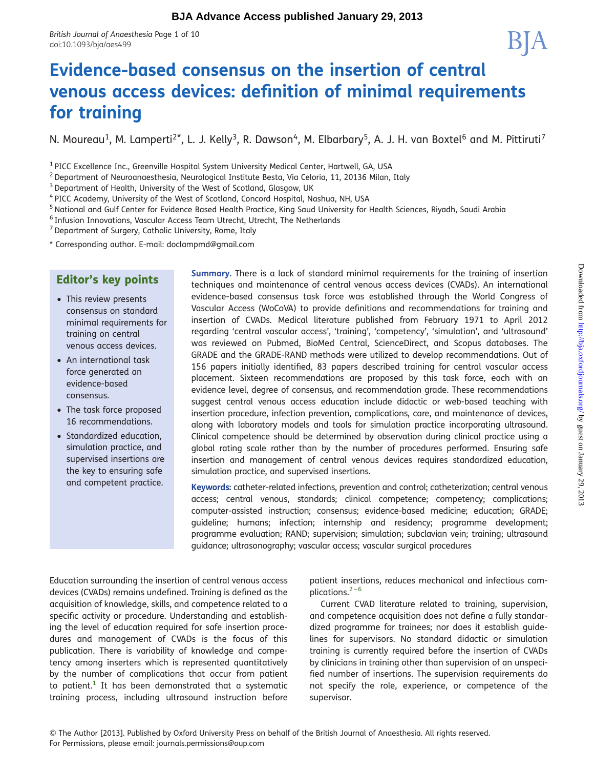# Evidence-based consensus on the insertion of central venous access devices: definition of minimal requirements for training

N. Moureau[1], M. Lamperti[2*], L. J. Kelly[3], R. Dawson[4], M. Elbarbary[5], A. J. H. van Boxtel[6] and M. Pittiruti[7]

[1] PICC Excellence Inc., Greenville Hospital System University Medical Center, Hartwell, GA, USA
[2] Department of Neuroanaesthesia, Neurological Institute Besta, Via Celoria, 11, 20136 Milan, Italy
[3] Department of Health, University of the West of Scotland, Glasgow, UK
[4] PICC Academy, University of the West of Scotland, Concord Hospital, Nashua, NH, USA
[5] National and Gulf Center for Evidence Based Health Practice, King Saud University for Health Sciences, Riyadh, Saudi Arabia
[6] Infusion Innovations, Vascular Access Team Utrecht, Utrecht, The Netherlands
[7] Department of Surgery, Catholic University, Rome, Italy

\* Corresponding author. E-mail: doclampmd@gmail.com

## Editor's key points

- This review presents consensus on standard minimal requirements for training on central venous access devices.
- An international task force generated an evidence-based consensus.
- The task force proposed 16 recommendations.
- Standardized education, simulation practice, and supervised insertions are the key to ensuring safe and competent practice.

**Summary.** There is a lack of standard minimal requirements for the training of insertion techniques and maintenance of central venous access devices (CVADs). An international evidence-based consensus task force was established through the World Congress of Vascular Access (WoCoVA) to provide definitions and recommendations for training and insertion of CVADs. Medical literature published from February 1971 to April 2012 regarding 'central vascular access', 'training', 'competency', 'simulation', and 'ultrasound' was reviewed on Pubmed, BioMed Central, ScienceDirect, and Scopus databases. The GRADE and the GRADE-RAND methods were utilized to develop recommendations. Out of 156 papers initially identified, 83 papers described training for central vascular access placement. Sixteen recommendations are proposed by this task force, each with an evidence level, degree of consensus, and recommendation grade. These recommendations suggest central venous access education include didactic or web-based teaching with insertion procedure, infection prevention, complications, care, and maintenance of devices, along with laboratory models and tools for simulation practice incorporating ultrasound. Clinical competence should be determined by observation during clinical practice using a global rating scale rather than by the number of procedures performed. Ensuring safe insertion and management of central venous devices requires standardized education, simulation practice, and supervised insertions.

**Keywords:** catheter-related infections, prevention and control; catheterization; central venous access; central venous, standards; clinical competence; competency; complications; computer-assisted instruction; consensus; evidence-based medicine; education; GRADE; guideline; humans; infection; internship and residency; programme development; programme evaluation; RAND; supervision; simulation; subclavian vein; training; ultrasound guidance; ultrasonography; vascular access; vascular surgical procedures

Education surrounding the insertion of central venous access devices (CVADs) remains undefined. Training is defined as the acquisition of knowledge, skills, and competence related to a specific activity or procedure. Understanding and establishing the level of education required for safe insertion procedures and management of CVADs is the focus of this publication. There is variability of knowledge and competency among inserters which is represented quantitatively by the number of complications that occur from patient to patient.[1] It has been demonstrated that a systematic training process, including ultrasound instruction before patient insertions, reduces mechanical and infectious complications.[2–6]

Current CVAD literature related to training, supervision, and competence acquisition does not define a fully standardized programme for trainees; nor does it establish guidelines for supervisors. No standard didactic or simulation training is currently required before the insertion of CVADs by clinicians in training other than supervision of an unspecified number of insertions. The supervision requirements do not specify the role, experience, or competence of the supervisor.

© The Author [2013]. Published by Oxford University Press on behalf of the British Journal of Anaesthesia. All rights reserved.
For Permissions, please email: journals.permissions@oup.com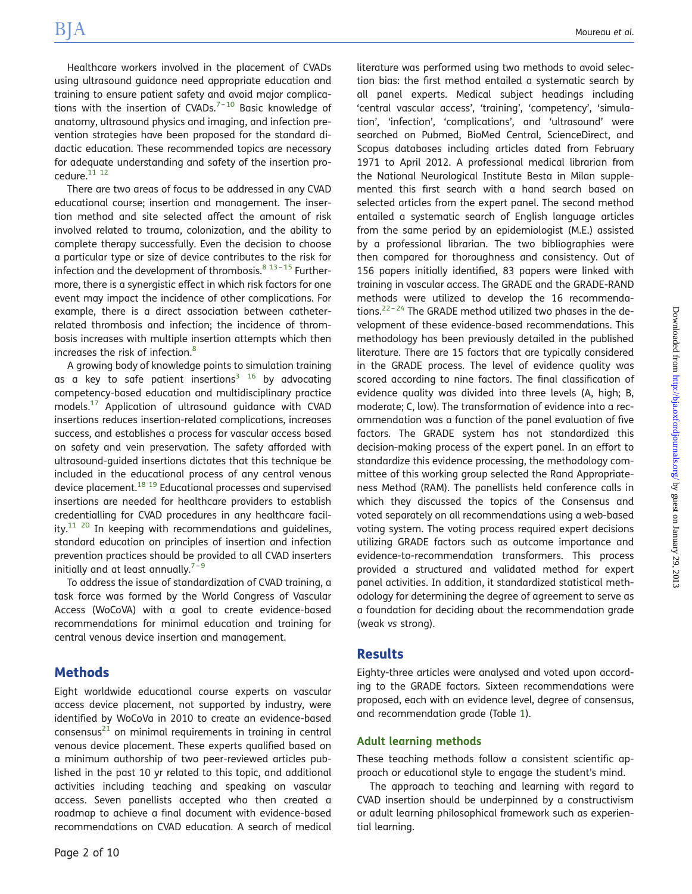Healthcare workers involved in the placement of CVADs using ultrasound guidance need appropriate education and training to ensure patient safety and avoid major complications with the insertion of CVADs.[7–10] Basic knowledge of anatomy, ultrasound physics and imaging, and infection prevention strategies have been proposed for the standard didactic education. These recommended topics are necessary for adequate understanding and safety of the insertion procedure.[11 12]

There are two areas of focus to be addressed in any CVAD educational course; insertion and management. The insertion method and site selected affect the amount of risk involved related to trauma, colonization, and the ability to complete therapy successfully. Even the decision to choose a particular type or size of device contributes to the risk for infection and the development of thrombosis.[8 13–15] Furthermore, there is a synergistic effect in which risk factors for one event may impact the incidence of other complications. For example, there is a direct association between catheter-related thrombosis and infection; the incidence of thrombosis increases with multiple insertion attempts which then increases the risk of infection.[8]

A growing body of knowledge points to simulation training as a key to safe patient insertions[3 16] by advocating competency-based education and multidisciplinary practice models.[17] Application of ultrasound guidance with CVAD insertions reduces insertion-related complications, increases success, and establishes a process for vascular access based on safety and vein preservation. The safety afforded with ultrasound-guided insertions dictates that this technique be included in the educational process of any central venous device placement.[18 19] Educational processes and supervised insertions are needed for healthcare providers to establish credentialling for CVAD procedures in any healthcare facility.[11 20] In keeping with recommendations and guidelines, standard education on principles of insertion and infection prevention practices should be provided to all CVAD inserters initially and at least annually.[7–9]

To address the issue of standardization of CVAD training, a task force was formed by the World Congress of Vascular Access (WoCoVA) with a goal to create evidence-based recommendations for minimal education and training for central venous device insertion and management.

## Methods

Eight worldwide educational course experts on vascular access device placement, not supported by industry, were identified by WoCoVa in 2010 to create an evidence-based consensus[21] on minimal requirements in training in central venous device placement. These experts qualified based on a minimum authorship of two peer-reviewed articles published in the past 10 yr related to this topic, and additional activities including teaching and speaking on vascular access. Seven panellists accepted who then created a roadmap to achieve a final document with evidence-based recommendations on CVAD education. A search of medical literature was performed using two methods to avoid selection bias: the first method entailed a systematic search by all panel experts. Medical subject headings including 'central vascular access', 'training', 'competency', 'simulation', 'infection', 'complications', and 'ultrasound' were searched on Pubmed, BioMed Central, ScienceDirect, and Scopus databases including articles dated from February 1971 to April 2012. A professional medical librarian from the National Neurological Institute Besta in Milan supplemented this first search with a hand search based on selected articles from the expert panel. The second method entailed a systematic search of English language articles from the same period by an epidemiologist (M.E.) assisted by a professional librarian. The two bibliographies were then compared for thoroughness and consistency. Out of 156 papers initially identified, 83 papers were linked with training in vascular access. The GRADE and the GRADE-RAND methods were utilized to develop the 16 recommendations.[22–24] The GRADE method utilized two phases in the development of these evidence-based recommendations. This methodology has been previously detailed in the published literature. There are 15 factors that are typically considered in the GRADE process. The level of evidence quality was scored according to nine factors. The final classification of evidence quality was divided into three levels (A, high; B, moderate; C, low). The transformation of evidence into a recommendation was a function of the panel evaluation of five factors. The GRADE system has not standardized this decision-making process of the expert panel. In an effort to standardize this evidence processing, the methodology committee of this working group selected the Rand Appropriateness Method (RAM). The panellists held conference calls in which they discussed the topics of the Consensus and voted separately on all recommendations using a web-based voting system. The voting process required expert decisions utilizing GRADE factors such as outcome importance and evidence-to-recommendation transformers. This process provided a structured and validated method for expert panel activities. In addition, it standardized statistical methodology for determining the degree of agreement to serve as a foundation for deciding about the recommendation grade (weak *vs* strong).

## Results

Eighty-three articles were analysed and voted upon according to the GRADE factors. Sixteen recommendations were proposed, each with an evidence level, degree of consensus, and recommendation grade (Table 1).

### Adult learning methods

These teaching methods follow a consistent scientific approach or educational style to engage the student's mind.

The approach to teaching and learning with regard to CVAD insertion should be underpinned by a constructivism or adult learning philosophical framework such as experiential learning.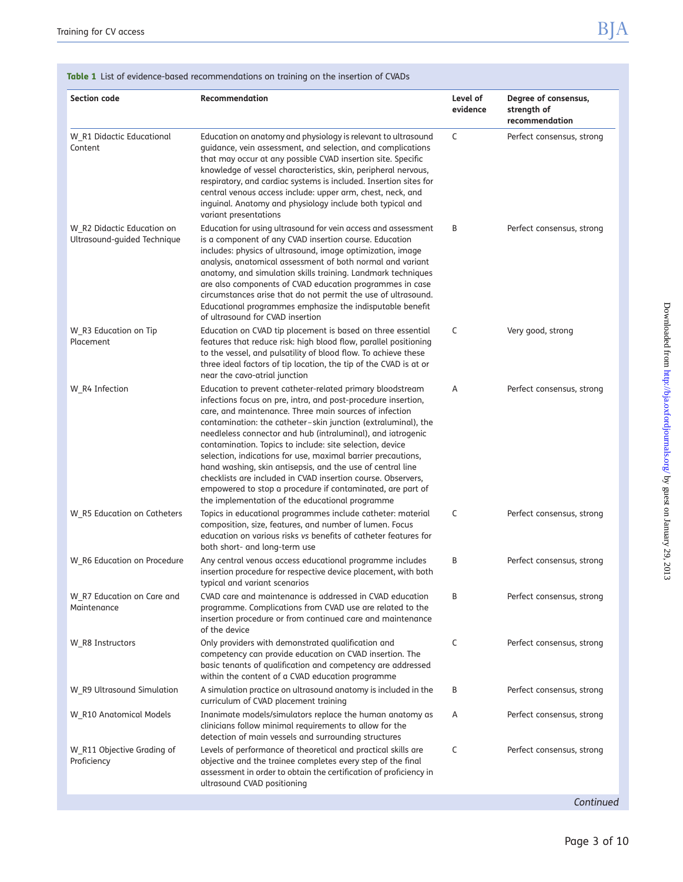**Table 1** List of evidence-based recommendations on training on the insertion of CVADs

| Section code | Recommendation | Level of evidence | Degree of consensus, strength of recommendation |
|---|---|---|---|
| W_R1 Didactic Educational Content | Education on anatomy and physiology is relevant to ultrasound guidance, vein assessment, and selection, and complications that may occur at any possible CVAD insertion site. Specific knowledge of vessel characteristics, skin, peripheral nervous, respiratory, and cardiac systems is included. Insertion sites for central venous access include: upper arm, chest, neck, and inguinal. Anatomy and physiology include both typical and variant presentations | C | Perfect consensus, strong |
| W_R2 Didactic Education on Ultrasound-guided Technique | Education for using ultrasound for vein access and assessment is a component of any CVAD insertion course. Education includes: physics of ultrasound, image optimization, image analysis, anatomical assessment of both normal and variant anatomy, and simulation skills training. Landmark techniques are also components of CVAD education programmes in case circumstances arise that do not permit the use of ultrasound. Educational programmes emphasize the indisputable benefit of ultrasound for CVAD insertion | B | Perfect consensus, strong |
| W_R3 Education on Tip Placement | Education on CVAD tip placement is based on three essential features that reduce risk: high blood flow, parallel positioning to the vessel, and pulsatility of blood flow. To achieve these three ideal factors of tip location, the tip of the CVAD is at or near the cavo-atrial junction | C | Very good, strong |
| W_R4 Infection | Education to prevent catheter-related primary bloodstream infections focus on pre, intra, and post-procedure insertion, care, and maintenance. Three main sources of infection contamination: the catheter–skin junction (extraluminal), the needleless connector and hub (intraluminal), and iatrogenic contamination. Topics to include: site selection, device selection, indications for use, maximal barrier precautions, hand washing, skin antisepsis, and the use of central line checklists are included in CVAD insertion course. Observers, empowered to stop a procedure if contaminated, are part of the implementation of the educational programme | A | Perfect consensus, strong |
| W_R5 Education on Catheters | Topics in educational programmes include catheter: material composition, size, features, and number of lumen. Focus education on various risks *vs* benefits of catheter features for both short- and long-term use | C | Perfect consensus, strong |
| W_R6 Education on Procedure | Any central venous access educational programme includes insertion procedure for respective device placement, with both typical and variant scenarios | B | Perfect consensus, strong |
| W_R7 Education on Care and Maintenance | CVAD care and maintenance is addressed in CVAD education programme. Complications from CVAD use are related to the insertion procedure or from continued care and maintenance of the device | B | Perfect consensus, strong |
| W_R8 Instructors | Only providers with demonstrated qualification and competency can provide education on CVAD insertion. The basic tenants of qualification and competency are addressed within the content of a CVAD education programme | C | Perfect consensus, strong |
| W_R9 Ultrasound Simulation | A simulation practice on ultrasound anatomy is included in the curriculum of CVAD placement training | B | Perfect consensus, strong |
| W_R10 Anatomical Models | Inanimate models/simulators replace the human anatomy as clinicians follow minimal requirements to allow for the detection of main vessels and surrounding structures | A | Perfect consensus, strong |
| W_R11 Objective Grading of Proficiency | Levels of performance of theoretical and practical skills are objective and the trainee completes every step of the final assessment in order to obtain the certification of proficiency in ultrasound CVAD positioning | C | Perfect consensus, strong |

*Continued*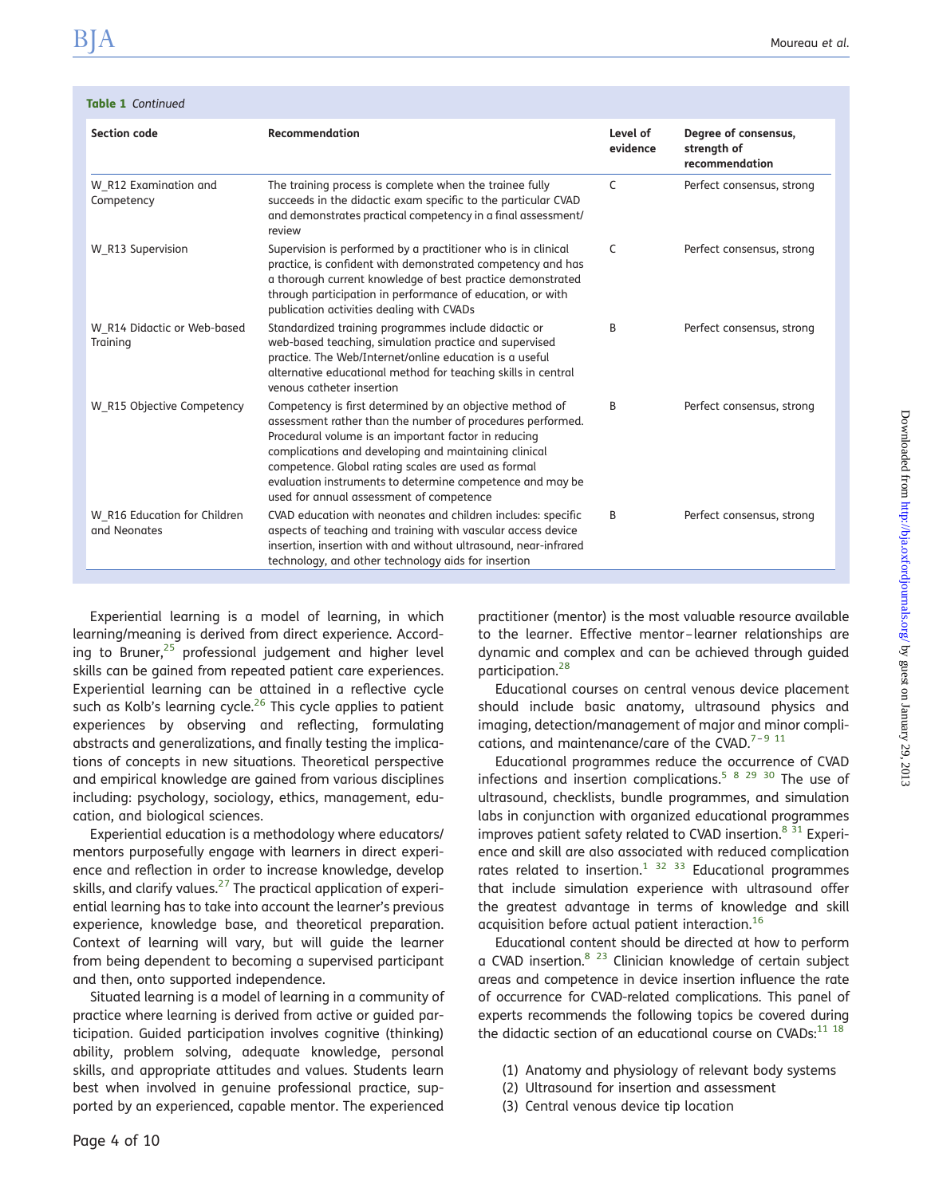**Table 1** *Continued*

| Section code | Recommendation | Level of evidence | Degree of consensus, strength of recommendation |
|---|---|---|---|
| W_R12 Examination and Competency | The training process is complete when the trainee fully succeeds in the didactic exam specific to the particular CVAD and demonstrates practical competency in a final assessment/ review | C | Perfect consensus, strong |
| W_R13 Supervision | Supervision is performed by a practitioner who is in clinical practice, is confident with demonstrated competency and has a thorough current knowledge of best practice demonstrated through participation in performance of education, or with publication activities dealing with CVADs | C | Perfect consensus, strong |
| W_R14 Didactic or Web-based Training | Standardized training programmes include didactic or web-based teaching, simulation practice and supervised practice. The Web/Internet/online education is a useful alternative educational method for teaching skills in central venous catheter insertion | B | Perfect consensus, strong |
| W_R15 Objective Competency | Competency is first determined by an objective method of assessment rather than the number of procedures performed. Procedural volume is an important factor in reducing complications and developing and maintaining clinical competence. Global rating scales are used as formal evaluation instruments to determine competence and may be used for annual assessment of competence | B | Perfect consensus, strong |
| W_R16 Education for Children and Neonates | CVAD education with neonates and children includes: specific aspects of teaching and training with vascular access device insertion, insertion with and without ultrasound, near-infrared technology, and other technology aids for insertion | B | Perfect consensus, strong |

Experiential learning is a model of learning, in which learning/meaning is derived from direct experience. According to Bruner,[25] professional judgement and higher level skills can be gained from repeated patient care experiences. Experiential learning can be attained in a reflective cycle such as Kolb's learning cycle.[26] This cycle applies to patient experiences by observing and reflecting, formulating abstracts and generalizations, and finally testing the implications of concepts in new situations. Theoretical perspective and empirical knowledge are gained from various disciplines including: psychology, sociology, ethics, management, education, and biological sciences.

Experiential education is a methodology where educators/ mentors purposefully engage with learners in direct experience and reflection in order to increase knowledge, develop skills, and clarify values.[27] The practical application of experiential learning has to take into account the learner's previous experience, knowledge base, and theoretical preparation. Context of learning will vary, but will guide the learner from being dependent to becoming a supervised participant and then, onto supported independence.

Situated learning is a model of learning in a community of practice where learning is derived from active or guided participation. Guided participation involves cognitive (thinking) ability, problem solving, adequate knowledge, personal skills, and appropriate attitudes and values. Students learn best when involved in genuine professional practice, supported by an experienced, capable mentor. The experienced practitioner (mentor) is the most valuable resource available to the learner. Effective mentor–learner relationships are dynamic and complex and can be achieved through guided participation.[28]

Educational courses on central venous device placement should include basic anatomy, ultrasound physics and imaging, detection/management of major and minor complications, and maintenance/care of the CVAD.[7–9 11]

Educational programmes reduce the occurrence of CVAD infections and insertion complications.[5 8 29 30] The use of ultrasound, checklists, bundle programmes, and simulation labs in conjunction with organized educational programmes improves patient safety related to CVAD insertion.[8 31] Experience and skill are also associated with reduced complication rates related to insertion.[1 32 33] Educational programmes that include simulation experience with ultrasound offer the greatest advantage in terms of knowledge and skill acquisition before actual patient interaction.[16]

Educational content should be directed at how to perform a CVAD insertion.[8 23] Clinician knowledge of certain subject areas and competence in device insertion influence the rate of occurrence for CVAD-related complications. This panel of experts recommends the following topics be covered during the didactic section of an educational course on CVADs:[11 18]

(1) Anatomy and physiology of relevant body systems
(2) Ultrasound for insertion and assessment
(3) Central venous device tip location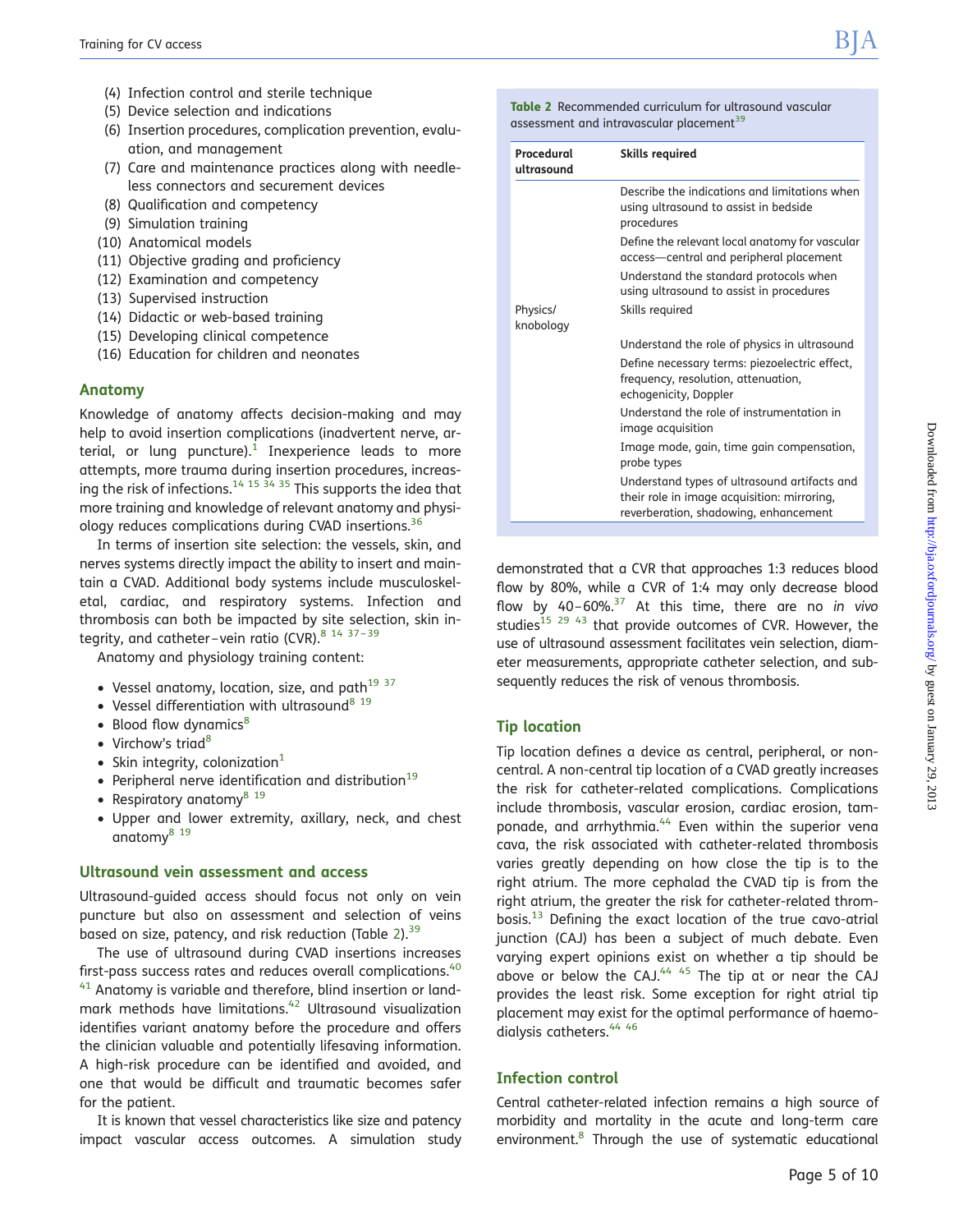(4) Infection control and sterile technique
(5) Device selection and indications
(6) Insertion procedures, complication prevention, evaluation, and management
(7) Care and maintenance practices along with needleless connectors and securement devices
(8) Qualification and competency
(9) Simulation training
(10) Anatomical models
(11) Objective grading and proficiency
(12) Examination and competency
(13) Supervised instruction
(14) Didactic or web-based training
(15) Developing clinical competence
(16) Education for children and neonates

## Anatomy

Knowledge of anatomy affects decision-making and may help to avoid insertion complications (inadvertent nerve, arterial, or lung puncture).[1] Inexperience leads to more attempts, more trauma during insertion procedures, increasing the risk of infections.[14 15 34 35] This supports the idea that more training and knowledge of relevant anatomy and physiology reduces complications during CVAD insertions.[36]

In terms of insertion site selection: the vessels, skin, and nerves systems directly impact the ability to insert and maintain a CVAD. Additional body systems include musculoskeletal, cardiac, and respiratory systems. Infection and thrombosis can both be impacted by site selection, skin integrity, and catheter–vein ratio (CVR).[8 14 37–39]

Anatomy and physiology training content:

- Vessel anatomy, location, size, and path[19 37]
- Vessel differentiation with ultrasound[8 19]
- Blood flow dynamics[8]
- Virchow's triad[8]
- Skin integrity, colonization[1]
- Peripheral nerve identification and distribution[19]
- Respiratory anatomy[8 19]
- Upper and lower extremity, axillary, neck, and chest anatomy[8 19]

## Ultrasound vein assessment and access

Ultrasound-guided access should focus not only on vein puncture but also on assessment and selection of veins based on size, patency, and risk reduction (Table 2).[39]

**Table 2** Recommended curriculum for ultrasound vascular assessment and intravascular placement[39]

| Procedural ultrasound | Skills required |
|---|---|
| | Describe the indications and limitations when using ultrasound to assist in bedside procedures |
| | Define the relevant local anatomy for vascular access—central and peripheral placement |
| | Understand the standard protocols when using ultrasound to assist in procedures |
| Physics/knobology | Skills required |
| | Understand the role of physics in ultrasound |
| | Define necessary terms: piezoelectric effect, frequency, resolution, attenuation, echogenicity, Doppler |
| | Understand the role of instrumentation in image acquisition |
| | Image mode, gain, time gain compensation, probe types |
| | Understand types of ultrasound artifacts and their role in image acquisition: mirroring, reverberation, shadowing, enhancement |

The use of ultrasound during CVAD insertions increases first-pass success rates and reduces overall complications.[40 41] Anatomy is variable and therefore, blind insertion or landmark methods have limitations.[42] Ultrasound visualization identifies variant anatomy before the procedure and offers the clinician valuable and potentially lifesaving information. A high-risk procedure can be identified and avoided, and one that would be difficult and traumatic becomes safer for the patient.

It is known that vessel characteristics like size and patency impact vascular access outcomes. A simulation study demonstrated that a CVR that approaches 1:3 reduces blood flow by 80%, while a CVR of 1:4 may only decrease blood flow by 40–60%.[37] At this time, there are no *in vivo* studies[15 29 43] that provide outcomes of CVR. However, the use of ultrasound assessment facilitates vein selection, diameter measurements, appropriate catheter selection, and subsequently reduces the risk of venous thrombosis.

## Tip location

Tip location defines a device as central, peripheral, or non-central. A non-central tip location of a CVAD greatly increases the risk for catheter-related complications. Complications include thrombosis, vascular erosion, cardiac erosion, tamponade, and arrhythmia.[44] Even within the superior vena cava, the risk associated with catheter-related thrombosis varies greatly depending on how close the tip is to the right atrium. The more cephalad the CVAD tip is from the right atrium, the greater the risk for catheter-related thrombosis.[13] Defining the exact location of the true cavo-atrial junction (CAJ) has been a subject of much debate. Even varying expert opinions exist on whether a tip should be above or below the CAJ.[44 45] The tip at or near the CAJ provides the least risk. Some exception for right atrial tip placement may exist for the optimal performance of haemodialysis catheters.[44 46]

## Infection control

Central catheter-related infection remains a high source of morbidity and mortality in the acute and long-term care environment.[8] Through the use of systematic educational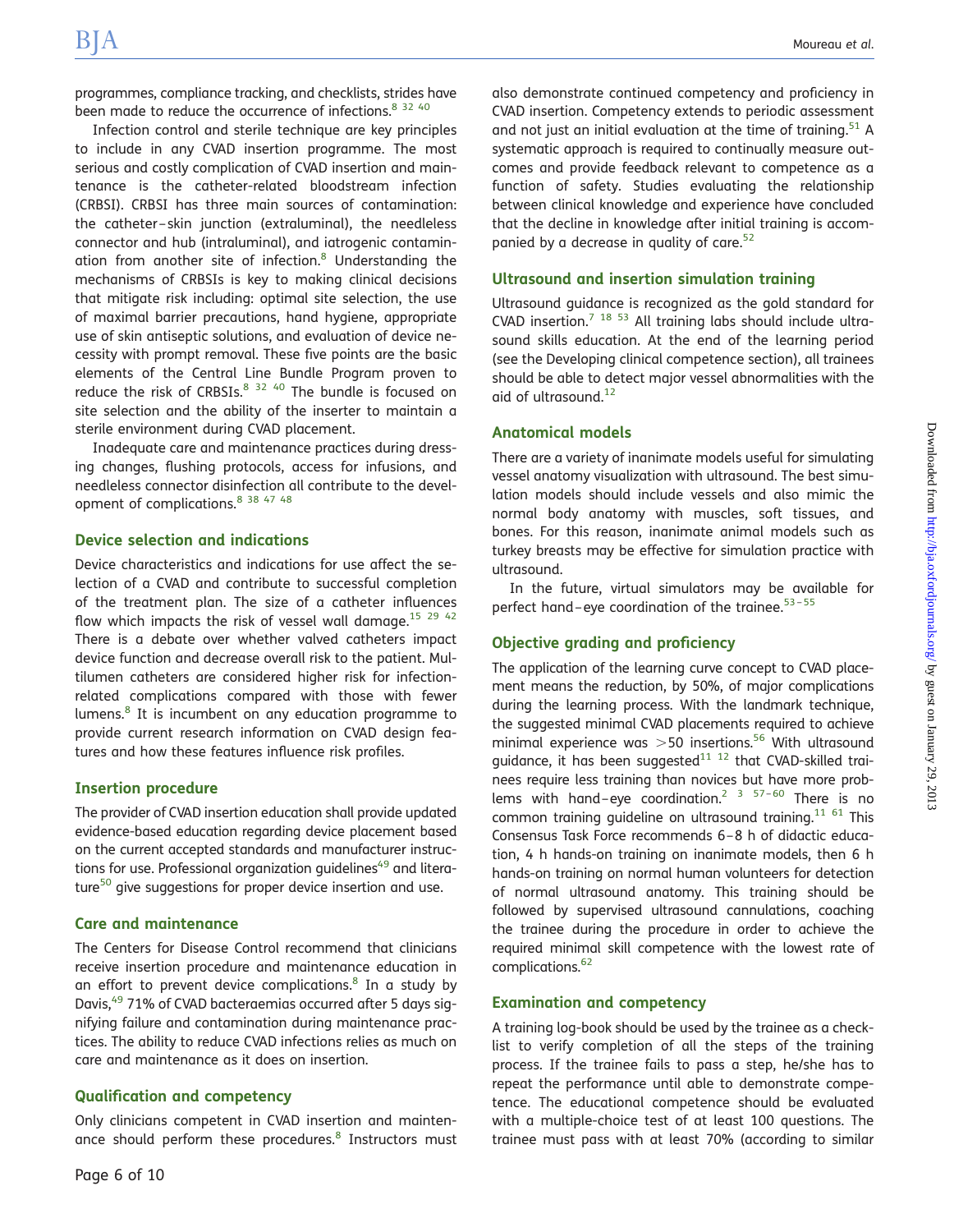programmes, compliance tracking, and checklists, strides have been made to reduce the occurrence of infections.[8 32 40]

Infection control and sterile technique are key principles to include in any CVAD insertion programme. The most serious and costly complication of CVAD insertion and maintenance is the catheter-related bloodstream infection (CRBSI). CRBSI has three main sources of contamination: the catheter–skin junction (extraluminal), the needleless connector and hub (intraluminal), and iatrogenic contamination from another site of infection.[8] Understanding the mechanisms of CRBSIs is key to making clinical decisions that mitigate risk including: optimal site selection, the use of maximal barrier precautions, hand hygiene, appropriate use of skin antiseptic solutions, and evaluation of device necessity with prompt removal. These five points are the basic elements of the Central Line Bundle Program proven to reduce the risk of CRBSIs.[8 32 40] The bundle is focused on site selection and the ability of the inserter to maintain a sterile environment during CVAD placement.

Inadequate care and maintenance practices during dressing changes, flushing protocols, access for infusions, and needleless connector disinfection all contribute to the development of complications.[8 38 47 48]

## Device selection and indications

Device characteristics and indications for use affect the selection of a CVAD and contribute to successful completion of the treatment plan. The size of a catheter influences flow which impacts the risk of vessel wall damage.[15 29 42] There is a debate over whether valved catheters impact device function and decrease overall risk to the patient. Multilumen catheters are considered higher risk for infection-related complications compared with those with fewer lumens.[8] It is incumbent on any education programme to provide current research information on CVAD design features and how these features influence risk profiles.

## Insertion procedure

The provider of CVAD insertion education shall provide updated evidence-based education regarding device placement based on the current accepted standards and manufacturer instructions for use. Professional organization guidelines[49] and literature[50] give suggestions for proper device insertion and use.

## Care and maintenance

The Centers for Disease Control recommend that clinicians receive insertion procedure and maintenance education in an effort to prevent device complications.[8] In a study by Davis,[49] 71% of CVAD bacteraemias occurred after 5 days signifying failure and contamination during maintenance practices. The ability to reduce CVAD infections relies as much on care and maintenance as it does on insertion.

## Qualification and competency

Only clinicians competent in CVAD insertion and maintenance should perform these procedures.[8] Instructors must also demonstrate continued competency and proficiency in CVAD insertion. Competency extends to periodic assessment and not just an initial evaluation at the time of training.[51] A systematic approach is required to continually measure outcomes and provide feedback relevant to competence as a function of safety. Studies evaluating the relationship between clinical knowledge and experience have concluded that the decline in knowledge after initial training is accompanied by a decrease in quality of care.[52]

## Ultrasound and insertion simulation training

Ultrasound guidance is recognized as the gold standard for CVAD insertion.[7 18 53] All training labs should include ultrasound skills education. At the end of the learning period (see the Developing clinical competence section), all trainees should be able to detect major vessel abnormalities with the aid of ultrasound.[12]

## Anatomical models

There are a variety of inanimate models useful for simulating vessel anatomy visualization with ultrasound. The best simulation models should include vessels and also mimic the normal body anatomy with muscles, soft tissues, and bones. For this reason, inanimate animal models such as turkey breasts may be effective for simulation practice with ultrasound.

In the future, virtual simulators may be available for perfect hand–eye coordination of the trainee.[53–55]

## Objective grading and proficiency

The application of the learning curve concept to CVAD placement means the reduction, by 50%, of major complications during the learning process. With the landmark technique, the suggested minimal CVAD placements required to achieve minimal experience was >50 insertions.[56] With ultrasound guidance, it has been suggested[11 12] that CVAD-skilled trainees require less training than novices but have more problems with hand–eye coordination.[2 3 57–60] There is no common training guideline on ultrasound training.[11 61] This Consensus Task Force recommends 6–8 h of didactic education, 4 h hands-on training on inanimate models, then 6 h hands-on training on normal human volunteers for detection of normal ultrasound anatomy. This training should be followed by supervised ultrasound cannulations, coaching the trainee during the procedure in order to achieve the required minimal skill competence with the lowest rate of complications.[62]

## Examination and competency

A training log-book should be used by the trainee as a checklist to verify completion of all the steps of the training process. If the trainee fails to pass a step, he/she has to repeat the performance until able to demonstrate competence. The educational competence should be evaluated with a multiple-choice test of at least 100 questions. The trainee must pass with at least 70% (according to similar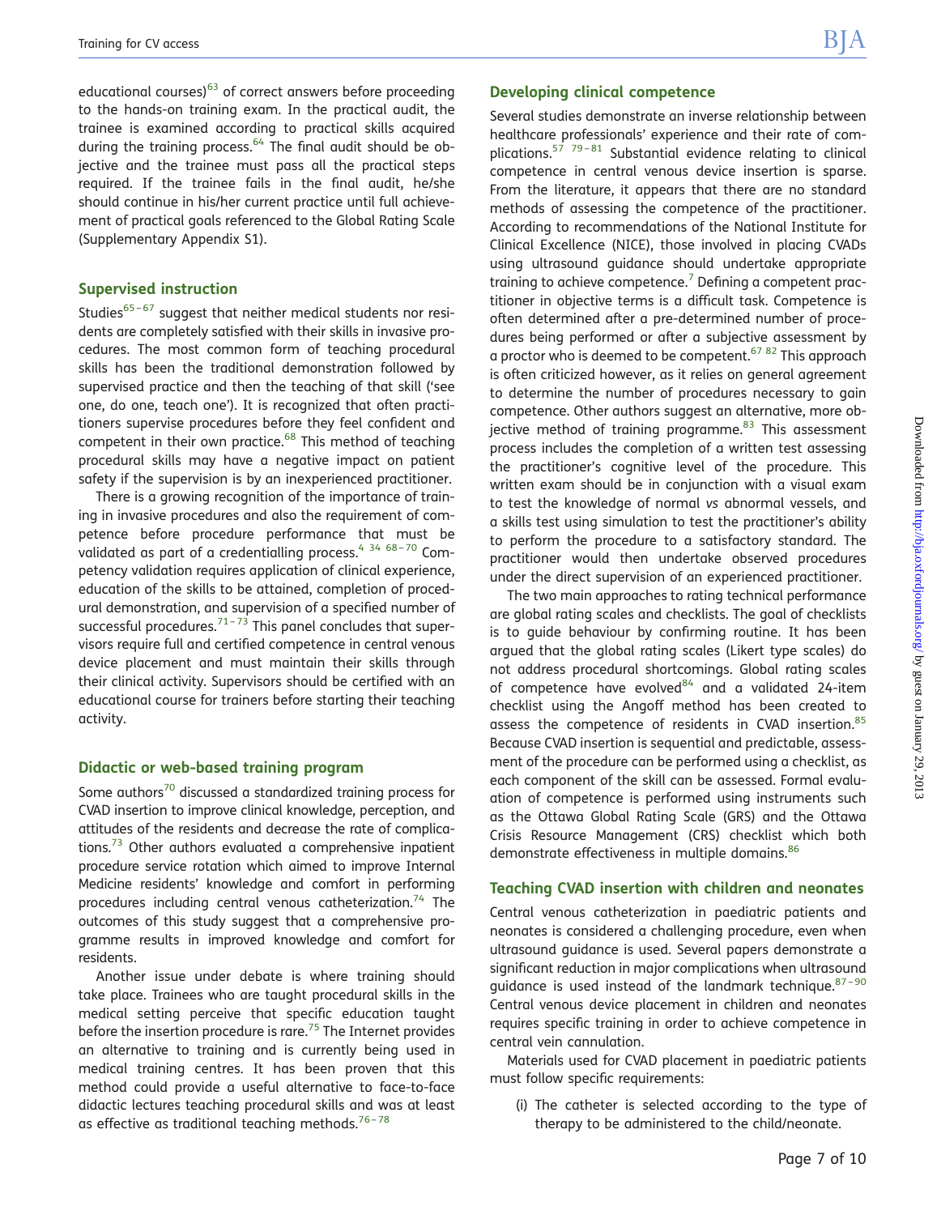educational courses)[63] of correct answers before proceeding to the hands-on training exam. In the practical audit, the trainee is examined according to practical skills acquired during the training process.[64] The final audit should be objective and the trainee must pass all the practical steps required. If the trainee fails in the final audit, he/she should continue in his/her current practice until full achievement of practical goals referenced to the Global Rating Scale (Supplementary Appendix S1).

## Supervised instruction

Studies[65–67] suggest that neither medical students nor residents are completely satisfied with their skills in invasive procedures. The most common form of teaching procedural skills has been the traditional demonstration followed by supervised practice and then the teaching of that skill ('see one, do one, teach one'). It is recognized that often practitioners supervise procedures before they feel confident and competent in their own practice.[68] This method of teaching procedural skills may have a negative impact on patient safety if the supervision is by an inexperienced practitioner.

There is a growing recognition of the importance of training in invasive procedures and also the requirement of competence before procedure performance that must be validated as part of a credentialling process.[4 34 68–70] Competency validation requires application of clinical experience, education of the skills to be attained, completion of procedural demonstration, and supervision of a specified number of successful procedures.[71–73] This panel concludes that supervisors require full and certified competence in central venous device placement and must maintain their skills through their clinical activity. Supervisors should be certified with an educational course for trainers before starting their teaching activity.

## Didactic or web-based training program

Some authors[70] discussed a standardized training process for CVAD insertion to improve clinical knowledge, perception, and attitudes of the residents and decrease the rate of complications.[73] Other authors evaluated a comprehensive inpatient procedure service rotation which aimed to improve Internal Medicine residents' knowledge and comfort in performing procedures including central venous catheterization.[74] The outcomes of this study suggest that a comprehensive programme results in improved knowledge and comfort for residents.

Another issue under debate is where training should take place. Trainees who are taught procedural skills in the medical setting perceive that specific education taught before the insertion procedure is rare.[75] The Internet provides an alternative to training and is currently being used in medical training centres. It has been proven that this method could provide a useful alternative to face-to-face didactic lectures teaching procedural skills and was at least as effective as traditional teaching methods.[76–78]

## Developing clinical competence

Several studies demonstrate an inverse relationship between healthcare professionals' experience and their rate of complications.[57 79–81] Substantial evidence relating to clinical competence in central venous device insertion is sparse. From the literature, it appears that there are no standard methods of assessing the competence of the practitioner. According to recommendations of the National Institute for Clinical Excellence (NICE), those involved in placing CVADs using ultrasound guidance should undertake appropriate training to achieve competence.[7] Defining a competent practitioner in objective terms is a difficult task. Competence is often determined after a pre-determined number of procedures being performed or after a subjective assessment by a proctor who is deemed to be competent.[67 82] This approach is often criticized however, as it relies on general agreement to determine the number of procedures necessary to gain competence. Other authors suggest an alternative, more objective method of training programme.[83] This assessment process includes the completion of a written test assessing the practitioner's cognitive level of the procedure. This written exam should be in conjunction with a visual exam to test the knowledge of normal *vs* abnormal vessels, and a skills test using simulation to test the practitioner's ability to perform the procedure to a satisfactory standard. The practitioner would then undertake observed procedures under the direct supervision of an experienced practitioner.

The two main approaches to rating technical performance are global rating scales and checklists. The goal of checklists is to guide behaviour by confirming routine. It has been argued that the global rating scales (Likert type scales) do not address procedural shortcomings. Global rating scales of competence have evolved[84] and a validated 24-item checklist using the Angoff method has been created to assess the competence of residents in CVAD insertion.[85] Because CVAD insertion is sequential and predictable, assessment of the procedure can be performed using a checklist, as each component of the skill can be assessed. Formal evaluation of competence is performed using instruments such as the Ottawa Global Rating Scale (GRS) and the Ottawa Crisis Resource Management (CRS) checklist which both demonstrate effectiveness in multiple domains.[86]

## Teaching CVAD insertion with children and neonates

Central venous catheterization in paediatric patients and neonates is considered a challenging procedure, even when ultrasound guidance is used. Several papers demonstrate a significant reduction in major complications when ultrasound guidance is used instead of the landmark technique.[87–90] Central venous device placement in children and neonates requires specific training in order to achieve competence in central vein cannulation.

Materials used for CVAD placement in paediatric patients must follow specific requirements:

(i) The catheter is selected according to the type of therapy to be administered to the child/neonate.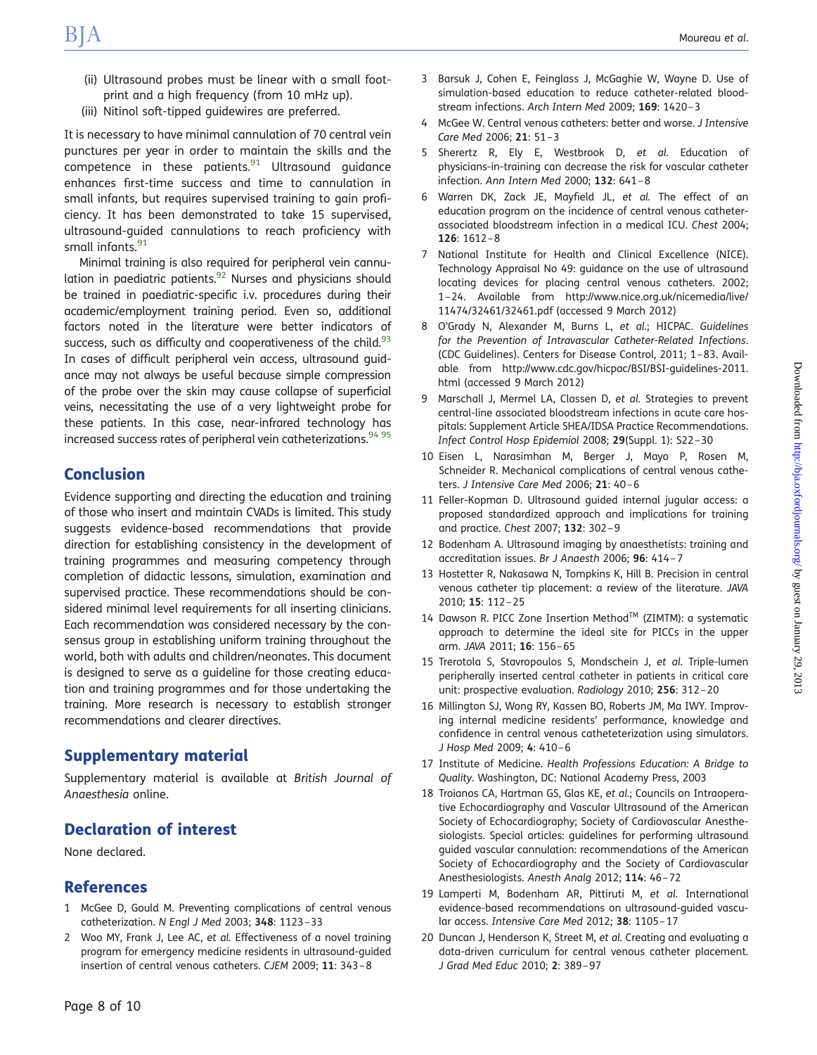(ii) Ultrasound probes must be linear with a small footprint and a high frequency (from 10 mHz up).
(iii) Nitinol soft-tipped guidewires are preferred.

It is necessary to have minimal cannulation of 70 central vein punctures per year in order to maintain the skills and the competence in these patients.[91] Ultrasound guidance enhances first-time success and time to cannulation in small infants, but requires supervised training to gain proficiency. It has been demonstrated to take 15 supervised, ultrasound-guided cannulations to reach proficiency with small infants.[91]

Minimal training is also required for peripheral vein cannulation in paediatric patients.[92] Nurses and physicians should be trained in paediatric-specific i.v. procedures during their academic/employment training period. Even so, additional factors noted in the literature were better indicators of success, such as difficulty and cooperativeness of the child.[93] In cases of difficult peripheral vein access, ultrasound guidance may not always be useful because simple compression of the probe over the skin may cause collapse of superficial veins, necessitating the use of a very lightweight probe for these patients. In this case, near-infrared technology has increased success rates of peripheral vein catheterizations.[94 95]

## Conclusion

Evidence supporting and directing the education and training of those who insert and maintain CVADs is limited. This study suggests evidence-based recommendations that provide direction for establishing consistency in the development of training programmes and measuring competency through completion of didactic lessons, simulation, examination and supervised practice. These recommendations should be considered minimal level requirements for all inserting clinicians. Each recommendation was considered necessary by the consensus group in establishing uniform training throughout the world, both with adults and children/neonates. This document is designed to serve as a guideline for those creating education and training programmes and for those undertaking the training. More research is necessary to establish stronger recommendations and clearer directives.

## Supplementary material

Supplementary material is available at *British Journal of Anaesthesia* online.

## Declaration of interest

None declared.

## References

1 McGee D, Gould M. Preventing complications of central venous catheterization. *N Engl J Med* 2003; **348**: 1123–33
2 Woo MY, Frank J, Lee AC, *et al.* Effectiveness of a novel training program for emergency medicine residents in ultrasound-guided insertion of central venous catheters. *CJEM* 2009; **11**: 343–8
3 Barsuk J, Cohen E, Feinglass J, McGaghie W, Wayne D. Use of simulation-based education to reduce catheter-related bloodstream infections. *Arch Intern Med* 2009; **169**: 1420–3
4 McGee W. Central venous catheters: better and worse. *J Intensive Care Med* 2006; **21**: 51–3
5 Sherertz R, Ely E, Westbrook D, *et al.* Education of physicians-in-training can decrease the risk for vascular catheter infection. *Ann Intern Med* 2000; **132**: 641–8
6 Warren DK, Zack JE, Mayfield JL, *et al.* The effect of an education program on the incidence of central venous catheter-associated bloodstream infection in a medical ICU. *Chest* 2004; **126**: 1612–8
7 National Institute for Health and Clinical Excellence (NICE). Technology Appraisal No 49: guidance on the use of ultrasound locating devices for placing central venous catheters. 2002; 1–24. Available from http://www.nice.org.uk/nicemedia/live/11474/32461/32461.pdf (accessed 9 March 2012)
8 O'Grady N, Alexander M, Burns L, *et al.*; HICPAC. *Guidelines for the Prevention of Intravascular Catheter-Related Infections*. (CDC Guidelines). Centers for Disease Control, 2011; 1–83. Available from http://www.cdc.gov/hicpac/BSI/BSI-guidelines-2011.html (accessed 9 March 2012)
9 Marschall J, Mermel LA, Classen D, *et al.* Strategies to prevent central-line associated bloodstream infections in acute care hospitals: Supplement Article SHEA/IDSA Practice Recommendations. *Infect Control Hosp Epidemiol* 2008; **29**(Suppl. 1): S22–30
10 Eisen L, Narasimhan M, Berger J, Mayo P, Rosen M, Schneider R. Mechanical complications of central venous catheters. *J Intensive Care Med* 2006; **21**: 40–6
11 Feller-Kopman D. Ultrasound guided internal jugular access: a proposed standardized approach and implications for training and practice. *Chest* 2007; **132**: 302–9
12 Bodenham A. Ultrasound imaging by anaesthetists: training and accreditation issues. *Br J Anaesth* 2006; **96**: 414–7
13 Hostetter R, Nakasawa N, Tompkins K, Hill B. Precision in central venous catheter tip placement: a review of the literature. *JAVA* 2010; **15**: 112–25
14 Dawson R. PICC Zone Insertion Method™ (ZIM™): a systematic approach to determine the ideal site for PICCs in the upper arm. *JAVA* 2011; **16**: 156–65
15 Trerotola S, Stavropoulos S, Mondschein J, *et al.* Triple-lumen peripherally inserted central catheter in patients in critical care unit: prospective evaluation. *Radiology* 2010; **256**: 312–20
16 Millington SJ, Wong RY, Kassen BO, Roberts JM, Ma IWY. Improving internal medicine residents' performance, knowledge and confidence in central venous catheterization using simulators. *J Hosp Med* 2009; **4**: 410–6
17 Institute of Medicine. *Health Professions Education: A Bridge to Quality*. Washington, DC: National Academy Press, 2003
18 Troianos CA, Hartman GS, Glas KE, *et al.*; Councils on Intraoperative Echocardiography and Vascular Ultrasound of the American Society of Echocardiography; Society of Cardiovascular Anesthesiologists. Special articles: guidelines for performing ultrasound guided vascular cannulation: recommendations of the American Society of Echocardiography and the Society of Cardiovascular Anesthesiologists. *Anesth Analg* 2012; **114**: 46–72
19 Lamperti M, Bodenham AR, Pittiruti M, *et al.* International evidence-based recommendations on ultrasound-guided vascular access. *Intensive Care Med* 2012; **38**: 1105–17
20 Duncan J, Henderson K, Street M, *et al.* Creating and evaluating a data-driven curriculum for central venous catheter placement. *J Grad Med Educ* 2010; **2**: 389–97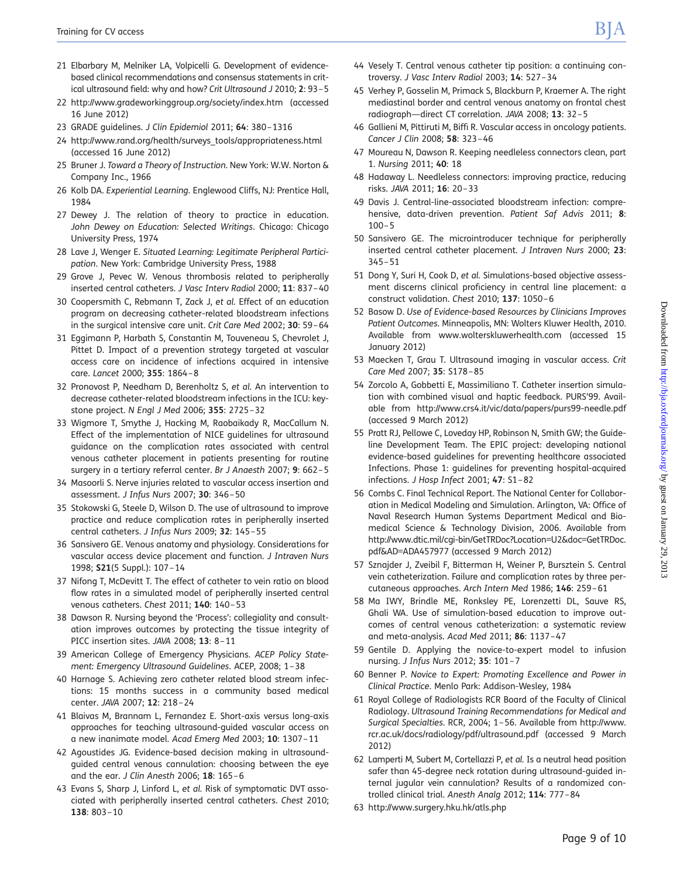21 Elbarbary M, Melniker LA, Volpicelli G. Development of evidence-based clinical recommendations and consensus statements in critical ultrasound field: why and how? *Crit Ultrasound J* 2010; **2**: 93–5

22 http://www.gradeworkinggroup.org/society/index.htm (accessed 16 June 2012)

23 GRADE guidelines. *J Clin Epidemiol* 2011; **64**: 380–1316

24 http://www.rand.org/health/surveys_tools/appropriateness.html (accessed 16 June 2012)

25 Bruner J. *Toward a Theory of Instruction*. New York: W.W. Norton & Company Inc., 1966

26 Kolb DA. *Experiential Learning*. Englewood Cliffs, NJ: Prentice Hall, 1984

27 Dewey J. The relation of theory to practice in education. *John Dewey on Education: Selected Writings*. Chicago: Chicago University Press, 1974

28 Lave J, Wenger E. *Situated Learning: Legitimate Peripheral Participation*. New York: Cambridge University Press, 1988

29 Grove J, Pevec W. Venous thrombosis related to peripherally inserted central catheters. *J Vasc Interv Radiol* 2000; **11**: 837–40

30 Coopersmith C, Rebmann T, Zack J, *et al.* Effect of an education program on decreasing catheter-related bloodstream infections in the surgical intensive care unit. *Crit Care Med* 2002; **30**: 59–64

31 Eggimann P, Harbath S, Constantin M, Touveneau S, Chevrolet J, Pittet D. Impact of a prevention strategy targeted at vascular access care on incidence of infections acquired in intensive care. *Lancet* 2000; **355**: 1864–8

32 Pronovost P, Needham D, Berenholtz S, *et al.* An intervention to decrease catheter-related bloodstream infections in the ICU: keystone project. *N Engl J Med* 2006; **355**: 2725–32

33 Wigmore T, Smythe J, Hacking M, Raobaikady R, MacCallum N. Effect of the implementation of NICE guidelines for ultrasound guidance on the complication rates associated with central venous catheter placement in patients presenting for routine surgery in a tertiary referral center. *Br J Anaesth* 2007; **9**: 662–5

34 Masoorli S. Nerve injuries related to vascular access insertion and assessment. *J Infus Nurs* 2007; **30**: 346–50

35 Stokowski G, Steele D, Wilson D. The use of ultrasound to improve practice and reduce complication rates in peripherally inserted central catheters. *J Infus Nurs* 2009; **32**: 145–55

36 Sansivero GE. Venous anatomy and physiology. Considerations for vascular access device placement and function. *J Intraven Nurs* 1998; **S21**(5 Suppl.): 107–14

37 Nifong T, McDevitt T. The effect of catheter to vein ratio on blood flow rates in a simulated model of peripherally inserted central venous catheters. *Chest* 2011; **140**: 140–53

38 Dawson R. Nursing beyond the 'Process': collegiality and consultation improves outcomes by protecting the tissue integrity of PICC insertion sites. *JAVA* 2008; **13**: 8–11

39 American College of Emergency Physicians. *ACEP Policy Statement: Emergency Ultrasound Guidelines*. ACEP, 2008; 1–38

40 Harnage S. Achieving zero catheter related blood stream infections: 15 months success in a community based medical center. *JAVA* 2007; **12**: 218–24

41 Blaivas M, Brannam L, Fernandez E. Short-axis versus long-axis approaches for teaching ultrasound-guided vascular access on a new inanimate model. *Acad Emerg Med* 2003; **10**: 1307–11

42 Agoustides JG. Evidence-based decision making in ultrasound-guided central venous cannulation: choosing between the eye and the ear. *J Clin Anesth* 2006; **18**: 165–6

43 Evans S, Sharp J, Linford L, *et al.* Risk of symptomatic DVT associated with peripherally inserted central catheters. *Chest* 2010; **138**: 803–10

44 Vesely T. Central venous catheter tip position: a continuing controversy. *J Vasc Interv Radiol* 2003; **14**: 527–34

45 Verhey P, Gosselin M, Primack S, Blackburn P, Kraemer A. The right mediastinal border and central venous anatomy on frontal chest radiograph—direct CT correlation. *JAVA* 2008; **13**: 32–5

46 Gallieni M, Pittiruti M, Biffi R. Vascular access in oncology patients. *Cancer J Clin* 2008; **58**: 323–46

47 Moureau N, Dawson R. Keeping needleless connectors clean, part 1. *Nursing* 2011; **40**: 18

48 Hadaway L. Needleless connectors: improving practice, reducing risks. *JAVA* 2011; **16**: 20–33

49 Davis J. Central-line-associated bloodstream infection: comprehensive, data-driven prevention. *Patient Saf Advis* 2011; **8**: 100–5

50 Sansivero GE. The microintroducer technique for peripherally inserted central catheter placement. *J Intraven Nurs* 2000; **23**: 345–51

51 Dong Y, Suri H, Cook D, *et al.* Simulations-based objective assessment discerns clinical proficiency in central line placement: a construct validation. *Chest* 2010; **137**: 1050–6

52 Basow D. *Use of Evidence-based Resources by Clinicians Improves Patient Outcomes*. Minneapolis, MN: Wolters Kluwer Health, 2010. Available from www.wolterskluwerhealth.com (accessed 15 January 2012)

53 Maecken T, Grau T. Ultrasound imaging in vascular access. *Crit Care Med* 2007; **35**: S178–85

54 Zorcolo A, Gobbetti E, Massimiliano T. Catheter insertion simulation with combined visual and haptic feedback. PURS'99. Available from http://www.crs4.it/vic/data/papers/purs99-needle.pdf (accessed 9 March 2012)

55 Pratt RJ, Pellowe C, Loveday HP, Robinson N, Smith GW; the Guideline Development Team. The EPIC project: developing national evidence-based guidelines for preventing healthcare associated Infections. Phase 1: guidelines for preventing hospital-acquired infections. *J Hosp Infect* 2001; **47**: S1–82

56 Combs C. Final Technical Report. The National Center for Collaboration in Medical Modeling and Simulation. Arlington, VA: Office of Naval Research Human Systems Department Medical and Biomedical Science & Technology Division, 2006. Available from http://www.dtic.mil/cgi-bin/GetTRDoc?Location=U2&doc=GetTRDoc.pdf&AD=ADA457977 (accessed 9 March 2012)

57 Sznajder J, Zveibil F, Bitterman H, Weiner P, Bursztein S. Central vein catheterization. Failure and complication rates by three percutaneous approaches. *Arch Intern Med* 1986; **146**: 259–61

58 Ma IWY, Brindle ME, Ronksley PE, Lorenzetti DL, Sauve RS, Ghali WA. Use of simulation-based education to improve outcomes of central venous catheterization: a systematic review and meta-analysis. *Acad Med* 2011; **86**: 1137–47

59 Gentile D. Applying the novice-to-expert model to infusion nursing. *J Infus Nurs* 2012; **35**: 101–7

60 Benner P. *Novice to Expert: Promoting Excellence and Power in Clinical Practice*. Menlo Park: Addison-Wesley, 1984

61 Royal College of Radiologists RCR Board of the Faculty of Clinical Radiology. *Ultrasound Training Recommendations for Medical and Surgical Specialties*. RCR, 2004; 1–56. Available from http://www.rcr.ac.uk/docs/radiology/pdf/ultrasound.pdf (accessed 9 March 2012)

62 Lamperti M, Subert M, Cortellazzi P, *et al.* Is a neutral head position safer than 45-degree neck rotation during ultrasound-guided internal jugular vein cannulation? Results of a randomized controlled clinical trial. *Anesth Analg* 2012; **114**: 777–84

63 http://www.surgery.hku.hk/atls.php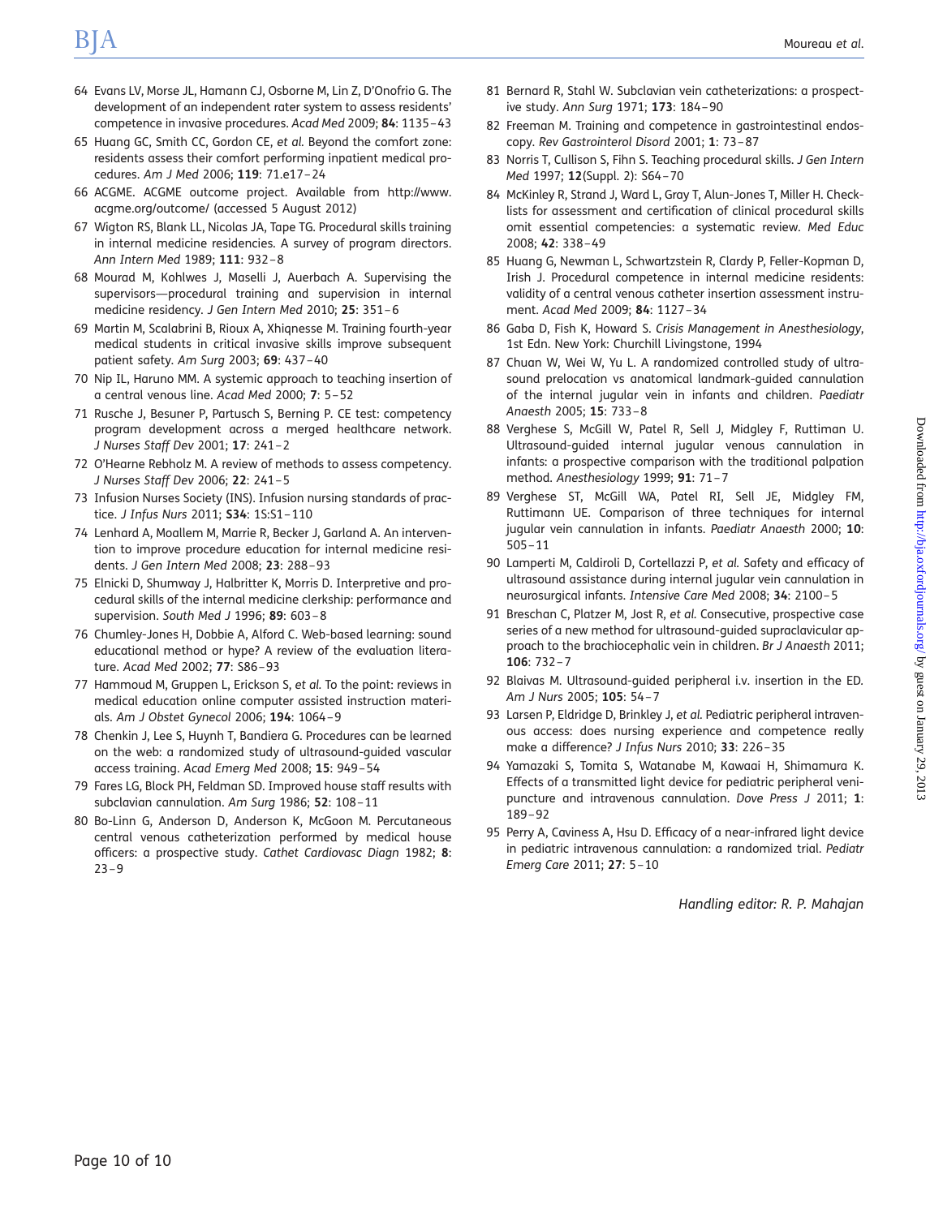64 Evans LV, Morse JL, Hamann CJ, Osborne M, Lin Z, D'Onofrio G. The development of an independent rater system to assess residents' competence in invasive procedures. *Acad Med* 2009; **84**: 1135–43

65 Huang GC, Smith CC, Gordon CE, *et al.* Beyond the comfort zone: residents assess their comfort performing inpatient medical procedures. *Am J Med* 2006; **119**: 71.e17–24

66 ACGME. ACGME outcome project. Available from http://www.acgme.org/outcome/ (accessed 5 August 2012)

67 Wigton RS, Blank LL, Nicolas JA, Tape TG. Procedural skills training in internal medicine residencies. A survey of program directors. *Ann Intern Med* 1989; **111**: 932–8

68 Mourad M, Kohlwes J, Maselli J, Auerbach A. Supervising the supervisors—procedural training and supervision in internal medicine residency. *J Gen Intern Med* 2010; **25**: 351–6

69 Martin M, Scalabrini B, Rioux A, Xhiqnesse M. Training fourth-year medical students in critical invasive skills improve subsequent patient safety. *Am Surg* 2003; **69**: 437–40

70 Nip IL, Haruno MM. A systemic approach to teaching insertion of a central venous line. *Acad Med* 2000; **7**: 5–52

71 Rusche J, Besuner P, Partusch S, Berning P. CE test: competency program development across a merged healthcare network. *J Nurses Staff Dev* 2001; **17**: 241–2

72 O'Hearne Rebholz M. A review of methods to assess competency. *J Nurses Staff Dev* 2006; **22**: 241–5

73 Infusion Nurses Society (INS). Infusion nursing standards of practice. *J Infus Nurs* 2011; **S34**: 1S:S1–110

74 Lenhard A, Moallem M, Marrie R, Becker J, Garland A. An intervention to improve procedure education for internal medicine residents. *J Gen Intern Med* 2008; **23**: 288–93

75 Elnicki D, Shumway J, Halbritter K, Morris D. Interpretive and procedural skills of the internal medicine clerkship: performance and supervision. *South Med J* 1996; **89**: 603–8

76 Chumley-Jones H, Dobbie A, Alford C. Web-based learning: sound educational method or hype? A review of the evaluation literature. *Acad Med* 2002; **77**: S86–93

77 Hammoud M, Gruppen L, Erickson S, *et al.* To the point: reviews in medical education online computer assisted instruction materials. *Am J Obstet Gynecol* 2006; **194**: 1064–9

78 Chenkin J, Lee S, Huynh T, Bandiera G. Procedures can be learned on the web: a randomized study of ultrasound-guided vascular access training. *Acad Emerg Med* 2008; **15**: 949–54

79 Fares LG, Block PH, Feldman SD. Improved house staff results with subclavian cannulation. *Am Surg* 1986; **52**: 108–11

80 Bo-Linn G, Anderson D, Anderson K, McGoon M. Percutaneous central venous catheterization performed by medical house officers: a prospective study. *Cathet Cardiovasc Diagn* 1982; **8**: 23–9

81 Bernard R, Stahl W. Subclavian vein catheterizations: a prospective study. *Ann Surg* 1971; **173**: 184–90

82 Freeman M. Training and competence in gastrointestinal endoscopy. *Rev Gastrointerol Disord* 2001; **1**: 73–87

83 Norris T, Cullison S, Fihn S. Teaching procedural skills. *J Gen Intern Med* 1997; **12**(Suppl. 2): S64–70

84 McKinley R, Strand J, Ward L, Gray T, Alun-Jones T, Miller H. Checklists for assessment and certification of clinical procedural skills omit essential competencies: a systematic review. *Med Educ* 2008; **42**: 338–49

85 Huang G, Newman L, Schwartzstein R, Clardy P, Feller-Kopman D, Irish J. Procedural competence in internal medicine residents: validity of a central venous catheter insertion assessment instrument. *Acad Med* 2009; **84**: 1127–34

86 Gaba D, Fish K, Howard S. *Crisis Management in Anesthesiology*, 1st Edn. New York: Churchill Livingstone, 1994

87 Chuan W, Wei W, Yu L. A randomized controlled study of ultrasound prelocation vs anatomical landmark-guided cannulation of the internal jugular vein in infants and children. *Paediatr Anaesth* 2005; **15**: 733–8

88 Verghese S, McGill W, Patel R, Sell J, Midgley F, Ruttiman U. Ultrasound-guided internal jugular venous cannulation in infants: a prospective comparison with the traditional palpation method. *Anesthesiology* 1999; **91**: 71–7

89 Verghese ST, McGill WA, Patel RI, Sell JE, Midgley FM, Ruttimann UE. Comparison of three techniques for internal jugular vein cannulation in infants. *Paediatr Anaesth* 2000; **10**: 505–11

90 Lamperti M, Caldiroli D, Cortellazzi P, *et al.* Safety and efficacy of ultrasound assistance during internal jugular vein cannulation in neurosurgical infants. *Intensive Care Med* 2008; **34**: 2100–5

91 Breschan C, Platzer M, Jost R, *et al.* Consecutive, prospective case series of a new method for ultrasound-guided supraclavicular approach to the brachiocephalic vein in children. *Br J Anaesth* 2011; **106**: 732–7

92 Blaivas M. Ultrasound-guided peripheral i.v. insertion in the ED. *Am J Nurs* 2005; **105**: 54–7

93 Larsen P, Eldridge D, Brinkley J, *et al.* Pediatric peripheral intravenous access: does nursing experience and competence really make a difference? *J Infus Nurs* 2010; **33**: 226–35

94 Yamazaki S, Tomita S, Watanabe M, Kawaai H, Shimamura K. Effects of a transmitted light device for pediatric peripheral venipuncture and intravenous cannulation. *Dove Press J* 2011; **1**: 189–92

95 Perry A, Caviness A, Hsu D. Efficacy of a near-infrared light device in pediatric intravenous cannulation: a randomized trial. *Pediatr Emerg Care* 2011; **27**: 5–10

*Handling editor: R. P. Mahajan*